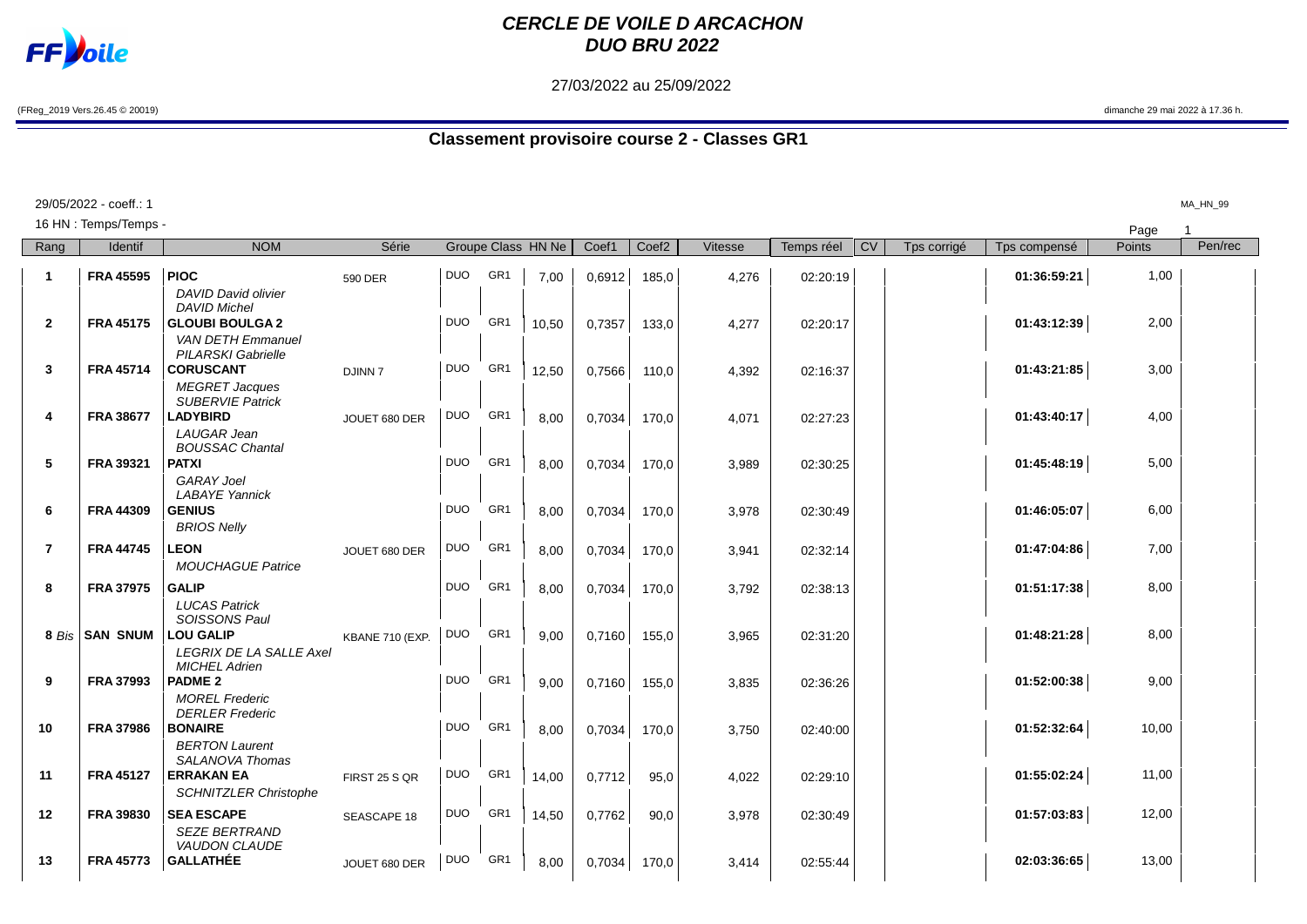# CERCLE DE VOILE D ARCACHON
## DUO BRU 2022

27/03/2022 au 25/09/2022

(FReg_2019 Vers.26.45 © 20019)

dimanche 29 mai 2022 à 17.36 h.

## Classement provisoire course 2 - Classes GR1

29/05/2022 - coeff.: 1

MA_HN_99

16 HN : Temps/Temps -

| Rang | Identif | NOM | Série | Groupe | Class | HN Ne | Coef1 | Coef2 | Vitesse | Temps réel | CV | Tps corrigé | Tps compensé | Points | Pen/rec |
|---|---|---|---|---|---|---|---|---|---|---|---|---|---|---|---|
| 1 | FRA 45595 | **PIOC**<br>*DAVID David olivier*<br>*DAVID Michel* | 590 DER | DUO | GR1 | 7,00 | 0,6912 | 185,0 | 4,276 | 02:20:19 | | | 01:36:59:21 | 1,00 | |
| 2 | FRA 45175 | **GLOUBI BOULGA 2**<br>*VAN DETH Emmanuel*<br>*PILARSKI Gabrielle* | | DUO | GR1 | 10,50 | 0,7357 | 133,0 | 4,277 | 02:20:17 | | | 01:43:12:39 | 2,00 | |
| 3 | FRA 45714 | **CORUSCANT**<br>*MEGRET Jacques*<br>*SUBERVIE Patrick* | DJINN 7 | DUO | GR1 | 12,50 | 0,7566 | 110,0 | 4,392 | 02:16:37 | | | 01:43:21:85 | 3,00 | |
| 4 | FRA 38677 | **LADYBIRD**<br>*LAUGAR Jean*<br>*BOUSSAC Chantal* | JOUET 680 DER | DUO | GR1 | 8,00 | 0,7034 | 170,0 | 4,071 | 02:27:23 | | | 01:43:40:17 | 4,00 | |
| 5 | FRA 39321 | **PATXI**<br>*GARAY Joel*<br>*LABAYE Yannick* | | DUO | GR1 | 8,00 | 0,7034 | 170,0 | 3,989 | 02:30:25 | | | 01:45:48:19 | 5,00 | |
| 6 | FRA 44309 | **GENIUS**<br>*BRIOS Nelly* | | DUO | GR1 | 8,00 | 0,7034 | 170,0 | 3,978 | 02:30:49 | | | 01:46:05:07 | 6,00 | |
| 7 | FRA 44745 | **LEON**<br>*MOUCHAGUE Patrice* | JOUET 680 DER | DUO | GR1 | 8,00 | 0,7034 | 170,0 | 3,941 | 02:32:14 | | | 01:47:04:86 | 7,00 | |
| 8 | FRA 37975 | **GALIP**<br>*LUCAS Patrick*<br>*SOISSONS Paul* | | DUO | GR1 | 8,00 | 0,7034 | 170,0 | 3,792 | 02:38:13 | | | 01:51:17:38 | 8,00 | |
| 8 *Bis* | SAN SNUM | **LOU GALIP**<br>*LEGRIX DE LA SALLE Axel*<br>*MICHEL Adrien* | KBANE 710 (EXP. | DUO | GR1 | 9,00 | 0,7160 | 155,0 | 3,965 | 02:31:20 | | | 01:48:21:28 | 8,00 | |
| 9 | FRA 37993 | **PADME 2**<br>*MOREL Frederic*<br>*DERLER Frederic* | | DUO | GR1 | 9,00 | 0,7160 | 155,0 | 3,835 | 02:36:26 | | | 01:52:00:38 | 9,00 | |
| 10 | FRA 37986 | **BONAIRE**<br>*BERTON Laurent*<br>*SALANOVA Thomas* | | DUO | GR1 | 8,00 | 0,7034 | 170,0 | 3,750 | 02:40:00 | | | 01:52:32:64 | 10,00 | |
| 11 | FRA 45127 | **ERRAKAN EA**<br>*SCHNITZLER Christophe* | FIRST 25 S QR | DUO | GR1 | 14,00 | 0,7712 | 95,0 | 4,022 | 02:29:10 | | | 01:55:02:24 | 11,00 | |
| 12 | FRA 39830 | **SEA ESCAPE**<br>*SEZE BERTRAND*<br>*VAUDON CLAUDE* | SEASCAPE 18 | DUO | GR1 | 14,50 | 0,7762 | 90,0 | 3,978 | 02:30:49 | | | 01:57:03:83 | 12,00 | |
| 13 | FRA 45773 | **GALLATHÉE** | JOUET 680 DER | DUO | GR1 | 8,00 | 0,7034 | 170,0 | 3,414 | 02:55:44 | | | 02:03:36:65 | 13,00 | |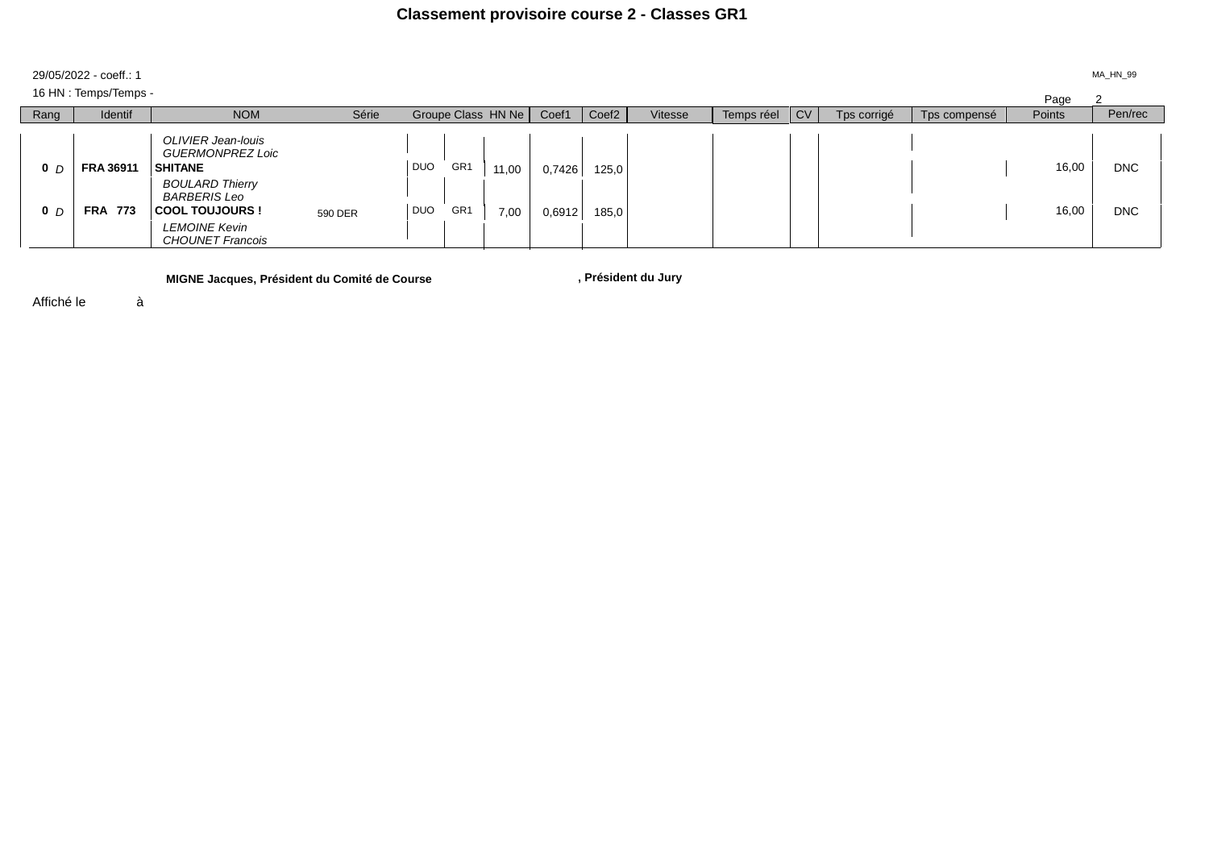# Classement provisoire course 2 - Classes GR1

29/05/2022 - coeff.: 1

16 HN : Temps/Temps -

MA_HN_99

| Rang | Identif | NOM | Série | Groupe | Class | HN Ne | Coef1 | Coef2 | Vitesse | Temps réel | CV | Tps corrigé | Tps compensé | Points | Pen/rec |
|---|---|---|---|---|---|---|---|---|---|---|---|---|---|---|---|
| | | *OLIVIER Jean-louis* | | | | | | | | | | | | | |
| | | *GUERMONPREZ Loic* | | | | | | | | | | | | | |
| **0** *D* | **FRA 36911** | **SHITANE** | | DUO | GR1 | 11,00 | 0,7426 | 125,0 | | | | | | 16,00 | DNC |
| | | *BOULARD Thierry* | | | | | | | | | | | | | |
| | | *BARBERIS Leo* | | | | | | | | | | | | | |
| **0** *D* | **FRA 773** | **COOL TOUJOURS !** | 590 DER | DUO | GR1 | 7,00 | 0,6912 | 185,0 | | | | | | 16,00 | DNC |
| | | *LEMOINE Kevin* | | | | | | | | | | | | | |
| | | *CHOUNET Francois* | | | | | | | | | | | | | |

**MIGNE Jacques, Président du Comité de Course**

**, Président du Jury**

Affiché le à